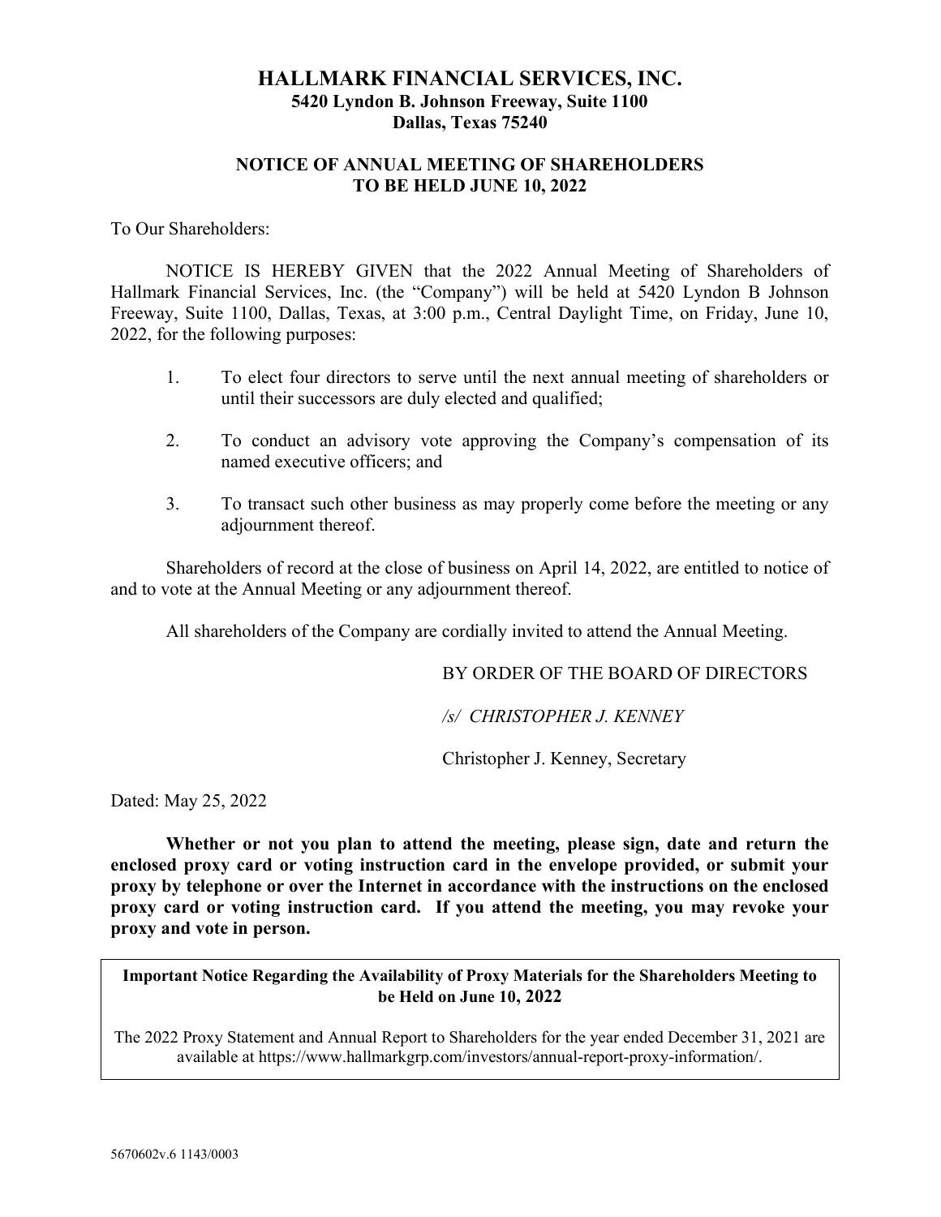# HALLMARK FINANCIAL SERVICES, INC.

**5420 Lyndon B. Johnson Freeway, Suite 1100**
**Dallas, Texas 75240**

## NOTICE OF ANNUAL MEETING OF SHAREHOLDERS TO BE HELD JUNE 10, 2022

To Our Shareholders:

NOTICE IS HEREBY GIVEN that the 2022 Annual Meeting of Shareholders of Hallmark Financial Services, Inc. (the "Company") will be held at 5420 Lyndon B Johnson Freeway, Suite 1100, Dallas, Texas, at 3:00 p.m., Central Daylight Time, on Friday, June 10, 2022, for the following purposes:

1. To elect four directors to serve until the next annual meeting of shareholders or until their successors are duly elected and qualified;
2. To conduct an advisory vote approving the Company's compensation of its named executive officers; and
3. To transact such other business as may properly come before the meeting or any adjournment thereof.

Shareholders of record at the close of business on April 14, 2022, are entitled to notice of and to vote at the Annual Meeting or any adjournment thereof.

All shareholders of the Company are cordially invited to attend the Annual Meeting.

BY ORDER OF THE BOARD OF DIRECTORS

*/s/ CHRISTOPHER J. KENNEY*

Christopher J. Kenney, Secretary

Dated: May 25, 2022

**Whether or not you plan to attend the meeting, please sign, date and return the enclosed proxy card or voting instruction card in the envelope provided, or submit your proxy by telephone or over the Internet in accordance with the instructions on the enclosed proxy card or voting instruction card. If you attend the meeting, you may revoke your proxy and vote in person.**

**Important Notice Regarding the Availability of Proxy Materials for the Shareholders Meeting to be Held on June 10, 2022**

The 2022 Proxy Statement and Annual Report to Shareholders for the year ended December 31, 2021 are available at https://www.hallmarkgrp.com/investors/annual-report-proxy-information/.

5670602v.6 1143/0003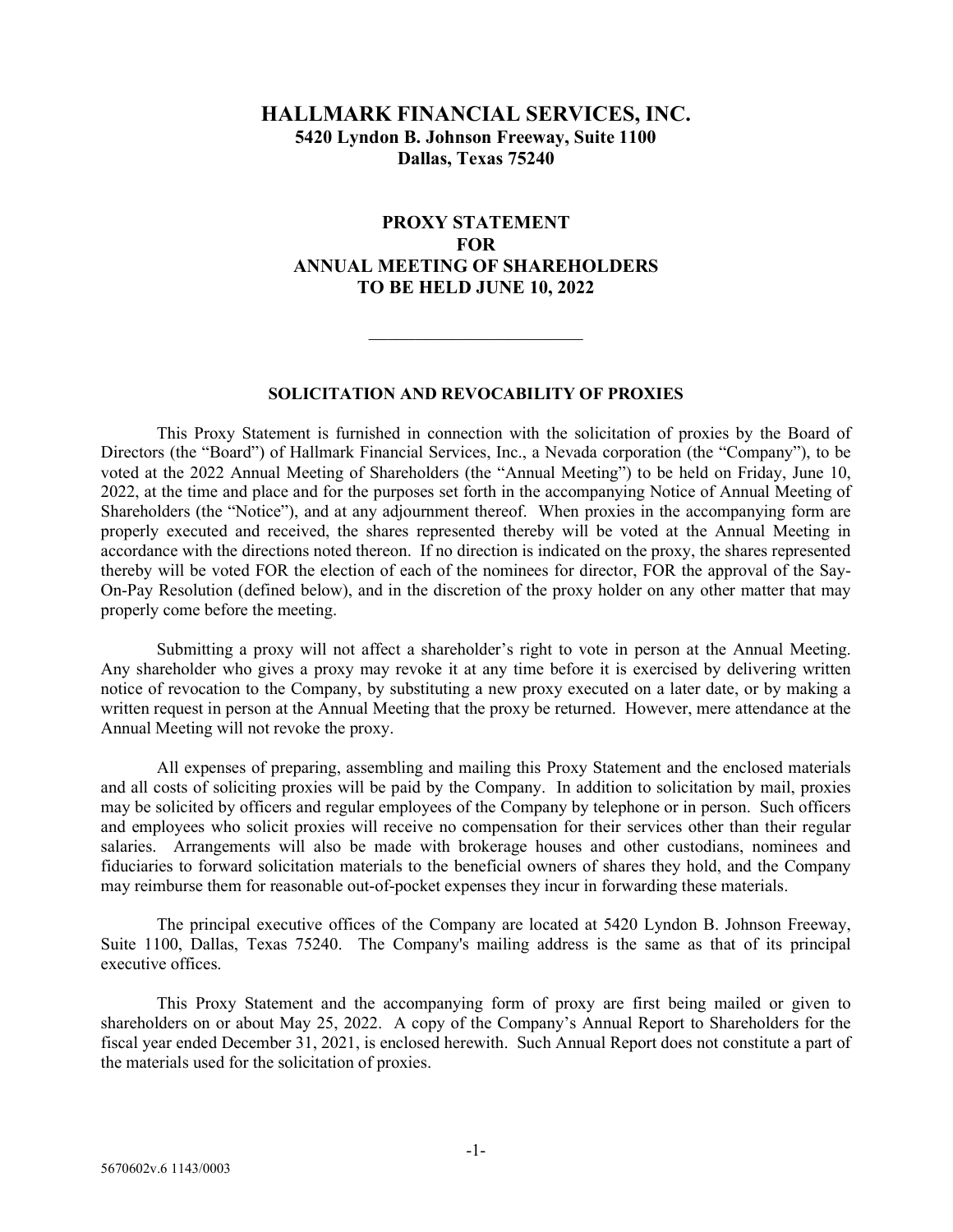# HALLMARK FINANCIAL SERVICES, INC.

**5420 Lyndon B. Johnson Freeway, Suite 1100**
**Dallas, Texas 75240**

## PROXY STATEMENT
## FOR
## ANNUAL MEETING OF SHAREHOLDERS
## TO BE HELD JUNE 10, 2022

---

### SOLICITATION AND REVOCABILITY OF PROXIES

This Proxy Statement is furnished in connection with the solicitation of proxies by the Board of Directors (the "Board") of Hallmark Financial Services, Inc., a Nevada corporation (the "Company"), to be voted at the 2022 Annual Meeting of Shareholders (the "Annual Meeting") to be held on Friday, June 10, 2022, at the time and place and for the purposes set forth in the accompanying Notice of Annual Meeting of Shareholders (the "Notice"), and at any adjournment thereof. When proxies in the accompanying form are properly executed and received, the shares represented thereby will be voted at the Annual Meeting in accordance with the directions noted thereon. If no direction is indicated on the proxy, the shares represented thereby will be voted FOR the election of each of the nominees for director, FOR the approval of the Say-On-Pay Resolution (defined below), and in the discretion of the proxy holder on any other matter that may properly come before the meeting.

Submitting a proxy will not affect a shareholder's right to vote in person at the Annual Meeting. Any shareholder who gives a proxy may revoke it at any time before it is exercised by delivering written notice of revocation to the Company, by substituting a new proxy executed on a later date, or by making a written request in person at the Annual Meeting that the proxy be returned. However, mere attendance at the Annual Meeting will not revoke the proxy.

All expenses of preparing, assembling and mailing this Proxy Statement and the enclosed materials and all costs of soliciting proxies will be paid by the Company. In addition to solicitation by mail, proxies may be solicited by officers and regular employees of the Company by telephone or in person. Such officers and employees who solicit proxies will receive no compensation for their services other than their regular salaries. Arrangements will also be made with brokerage houses and other custodians, nominees and fiduciaries to forward solicitation materials to the beneficial owners of shares they hold, and the Company may reimburse them for reasonable out-of-pocket expenses they incur in forwarding these materials.

The principal executive offices of the Company are located at 5420 Lyndon B. Johnson Freeway, Suite 1100, Dallas, Texas 75240. The Company's mailing address is the same as that of its principal executive offices.

This Proxy Statement and the accompanying form of proxy are first being mailed or given to shareholders on or about May 25, 2022. A copy of the Company's Annual Report to Shareholders for the fiscal year ended December 31, 2021, is enclosed herewith. Such Annual Report does not constitute a part of the materials used for the solicitation of proxies.

5670602v.6 1143/0003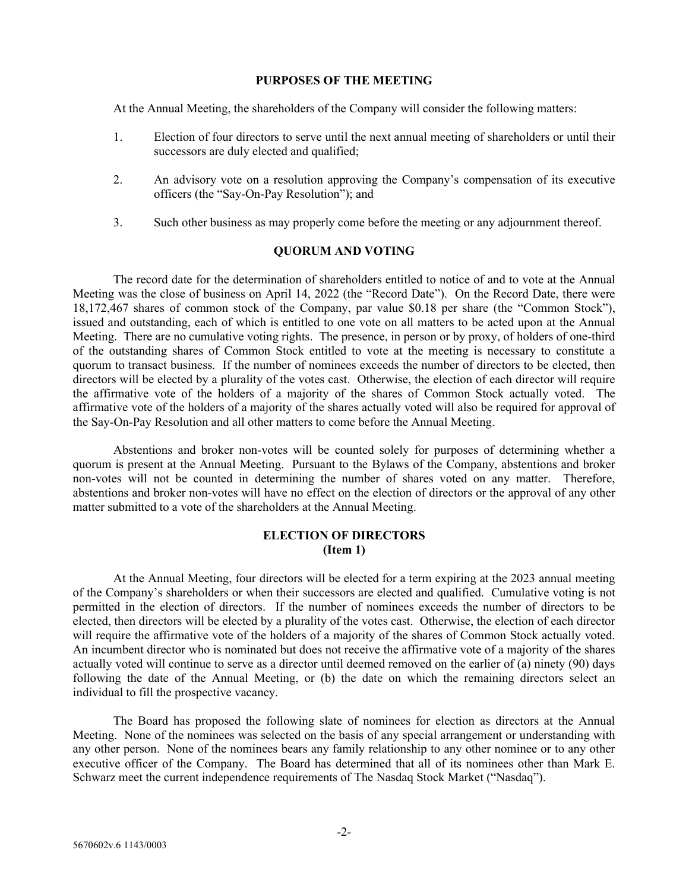## PURPOSES OF THE MEETING

At the Annual Meeting, the shareholders of the Company will consider the following matters:

1. Election of four directors to serve until the next annual meeting of shareholders or until their successors are duly elected and qualified;
2. An advisory vote on a resolution approving the Company's compensation of its executive officers (the "Say-On-Pay Resolution"); and
3. Such other business as may properly come before the meeting or any adjournment thereof.

## QUORUM AND VOTING

The record date for the determination of shareholders entitled to notice of and to vote at the Annual Meeting was the close of business on April 14, 2022 (the "Record Date"). On the Record Date, there were 18,172,467 shares of common stock of the Company, par value $0.18 per share (the "Common Stock"), issued and outstanding, each of which is entitled to one vote on all matters to be acted upon at the Annual Meeting. There are no cumulative voting rights. The presence, in person or by proxy, of holders of one-third of the outstanding shares of Common Stock entitled to vote at the meeting is necessary to constitute a quorum to transact business. If the number of nominees exceeds the number of directors to be elected, then directors will be elected by a plurality of the votes cast. Otherwise, the election of each director will require the affirmative vote of the holders of a majority of the shares of Common Stock actually voted. The affirmative vote of the holders of a majority of the shares actually voted will also be required for approval of the Say-On-Pay Resolution and all other matters to come before the Annual Meeting.

Abstentions and broker non-votes will be counted solely for purposes of determining whether a quorum is present at the Annual Meeting. Pursuant to the Bylaws of the Company, abstentions and broker non-votes will not be counted in determining the number of shares voted on any matter. Therefore, abstentions and broker non-votes will have no effect on the election of directors or the approval of any other matter submitted to a vote of the shareholders at the Annual Meeting.

## ELECTION OF DIRECTORS
## (Item 1)

At the Annual Meeting, four directors will be elected for a term expiring at the 2023 annual meeting of the Company's shareholders or when their successors are elected and qualified. Cumulative voting is not permitted in the election of directors. If the number of nominees exceeds the number of directors to be elected, then directors will be elected by a plurality of the votes cast. Otherwise, the election of each director will require the affirmative vote of the holders of a majority of the shares of Common Stock actually voted. An incumbent director who is nominated but does not receive the affirmative vote of a majority of the shares actually voted will continue to serve as a director until deemed removed on the earlier of (a) ninety (90) days following the date of the Annual Meeting, or (b) the date on which the remaining directors select an individual to fill the prospective vacancy.

The Board has proposed the following slate of nominees for election as directors at the Annual Meeting. None of the nominees was selected on the basis of any special arrangement or understanding with any other person. None of the nominees bears any family relationship to any other nominee or to any other executive officer of the Company. The Board has determined that all of its nominees other than Mark E. Schwarz meet the current independence requirements of The Nasdaq Stock Market ("Nasdaq").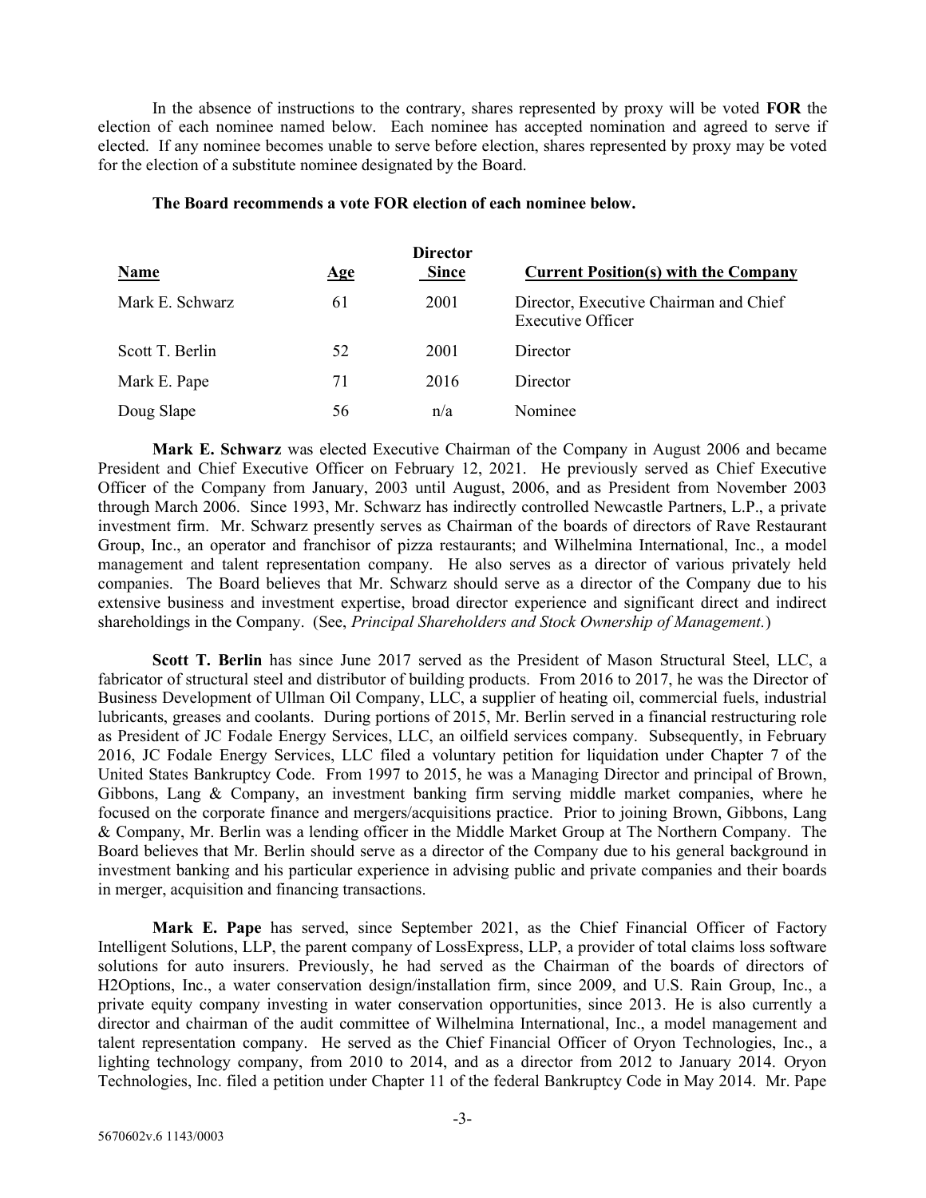In the absence of instructions to the contrary, shares represented by proxy will be voted **FOR** the election of each nominee named below. Each nominee has accepted nomination and agreed to serve if elected. If any nominee becomes unable to serve before election, shares represented by proxy may be voted for the election of a substitute nominee designated by the Board.

**The Board recommends a vote FOR election of each nominee below.**

| Name | Age | Director Since | Current Position(s) with the Company |
|---|---|---|---|
| Mark E. Schwarz | 61 | 2001 | Director, Executive Chairman and Chief Executive Officer |
| Scott T. Berlin | 52 | 2001 | Director |
| Mark E. Pape | 71 | 2016 | Director |
| Doug Slape | 56 | n/a | Nominee |

**Mark E. Schwarz** was elected Executive Chairman of the Company in August 2006 and became President and Chief Executive Officer on February 12, 2021. He previously served as Chief Executive Officer of the Company from January, 2003 until August, 2006, and as President from November 2003 through March 2006. Since 1993, Mr. Schwarz has indirectly controlled Newcastle Partners, L.P., a private investment firm. Mr. Schwarz presently serves as Chairman of the boards of directors of Rave Restaurant Group, Inc., an operator and franchisor of pizza restaurants; and Wilhelmina International, Inc., a model management and talent representation company. He also serves as a director of various privately held companies. The Board believes that Mr. Schwarz should serve as a director of the Company due to his extensive business and investment expertise, broad director experience and significant direct and indirect shareholdings in the Company. (See, *Principal Shareholders and Stock Ownership of Management.*)

**Scott T. Berlin** has since June 2017 served as the President of Mason Structural Steel, LLC, a fabricator of structural steel and distributor of building products. From 2016 to 2017, he was the Director of Business Development of Ullman Oil Company, LLC, a supplier of heating oil, commercial fuels, industrial lubricants, greases and coolants. During portions of 2015, Mr. Berlin served in a financial restructuring role as President of JC Fodale Energy Services, LLC, an oilfield services company. Subsequently, in February 2016, JC Fodale Energy Services, LLC filed a voluntary petition for liquidation under Chapter 7 of the United States Bankruptcy Code. From 1997 to 2015, he was a Managing Director and principal of Brown, Gibbons, Lang & Company, an investment banking firm serving middle market companies, where he focused on the corporate finance and mergers/acquisitions practice. Prior to joining Brown, Gibbons, Lang & Company, Mr. Berlin was a lending officer in the Middle Market Group at The Northern Company. The Board believes that Mr. Berlin should serve as a director of the Company due to his general background in investment banking and his particular experience in advising public and private companies and their boards in merger, acquisition and financing transactions.

**Mark E. Pape** has served, since September 2021, as the Chief Financial Officer of Factory Intelligent Solutions, LLP, the parent company of LossExpress, LLP, a provider of total claims loss software solutions for auto insurers. Previously, he had served as the Chairman of the boards of directors of H2Options, Inc., a water conservation design/installation firm, since 2009, and U.S. Rain Group, Inc., a private equity company investing in water conservation opportunities, since 2013. He is also currently a director and chairman of the audit committee of Wilhelmina International, Inc., a model management and talent representation company. He served as the Chief Financial Officer of Oryon Technologies, Inc., a lighting technology company, from 2010 to 2014, and as a director from 2012 to January 2014. Oryon Technologies, Inc. filed a petition under Chapter 11 of the federal Bankruptcy Code in May 2014. Mr. Pape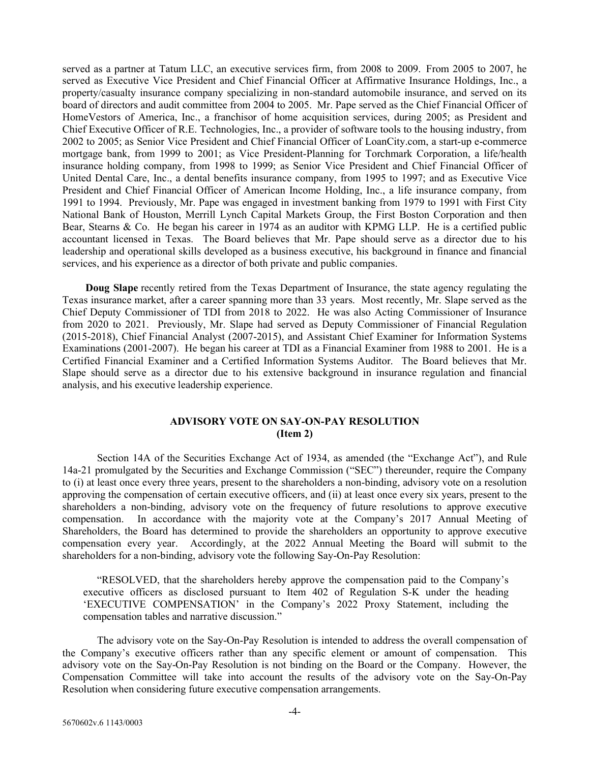served as a partner at Tatum LLC, an executive services firm, from 2008 to 2009. From 2005 to 2007, he served as Executive Vice President and Chief Financial Officer at Affirmative Insurance Holdings, Inc., a property/casualty insurance company specializing in non-standard automobile insurance, and served on its board of directors and audit committee from 2004 to 2005. Mr. Pape served as the Chief Financial Officer of HomeVestors of America, Inc., a franchisor of home acquisition services, during 2005; as President and Chief Executive Officer of R.E. Technologies, Inc., a provider of software tools to the housing industry, from 2002 to 2005; as Senior Vice President and Chief Financial Officer of LoanCity.com, a start-up e-commerce mortgage bank, from 1999 to 2001; as Vice President-Planning for Torchmark Corporation, a life/health insurance holding company, from 1998 to 1999; as Senior Vice President and Chief Financial Officer of United Dental Care, Inc., a dental benefits insurance company, from 1995 to 1997; and as Executive Vice President and Chief Financial Officer of American Income Holding, Inc., a life insurance company, from 1991 to 1994. Previously, Mr. Pape was engaged in investment banking from 1979 to 1991 with First City National Bank of Houston, Merrill Lynch Capital Markets Group, the First Boston Corporation and then Bear, Stearns & Co. He began his career in 1974 as an auditor with KPMG LLP. He is a certified public accountant licensed in Texas. The Board believes that Mr. Pape should serve as a director due to his leadership and operational skills developed as a business executive, his background in finance and financial services, and his experience as a director of both private and public companies.

**Doug Slape** recently retired from the Texas Department of Insurance, the state agency regulating the Texas insurance market, after a career spanning more than 33 years. Most recently, Mr. Slape served as the Chief Deputy Commissioner of TDI from 2018 to 2022. He was also Acting Commissioner of Insurance from 2020 to 2021. Previously, Mr. Slape had served as Deputy Commissioner of Financial Regulation (2015-2018), Chief Financial Analyst (2007-2015), and Assistant Chief Examiner for Information Systems Examinations (2001-2007). He began his career at TDI as a Financial Examiner from 1988 to 2001. He is a Certified Financial Examiner and a Certified Information Systems Auditor. The Board believes that Mr. Slape should serve as a director due to his extensive background in insurance regulation and financial analysis, and his executive leadership experience.

## ADVISORY VOTE ON SAY-ON-PAY RESOLUTION
## (Item 2)

Section 14A of the Securities Exchange Act of 1934, as amended (the "Exchange Act"), and Rule 14a-21 promulgated by the Securities and Exchange Commission ("SEC") thereunder, require the Company to (i) at least once every three years, present to the shareholders a non-binding, advisory vote on a resolution approving the compensation of certain executive officers, and (ii) at least once every six years, present to the shareholders a non-binding, advisory vote on the frequency of future resolutions to approve executive compensation. In accordance with the majority vote at the Company's 2017 Annual Meeting of Shareholders, the Board has determined to provide the shareholders an opportunity to approve executive compensation every year. Accordingly, at the 2022 Annual Meeting the Board will submit to the shareholders for a non-binding, advisory vote the following Say-On-Pay Resolution:

"RESOLVED, that the shareholders hereby approve the compensation paid to the Company's executive officers as disclosed pursuant to Item 402 of Regulation S-K under the heading 'EXECUTIVE COMPENSATION' in the Company's 2022 Proxy Statement, including the compensation tables and narrative discussion."

The advisory vote on the Say-On-Pay Resolution is intended to address the overall compensation of the Company's executive officers rather than any specific element or amount of compensation. This advisory vote on the Say-On-Pay Resolution is not binding on the Board or the Company. However, the Compensation Committee will take into account the results of the advisory vote on the Say-On-Pay Resolution when considering future executive compensation arrangements.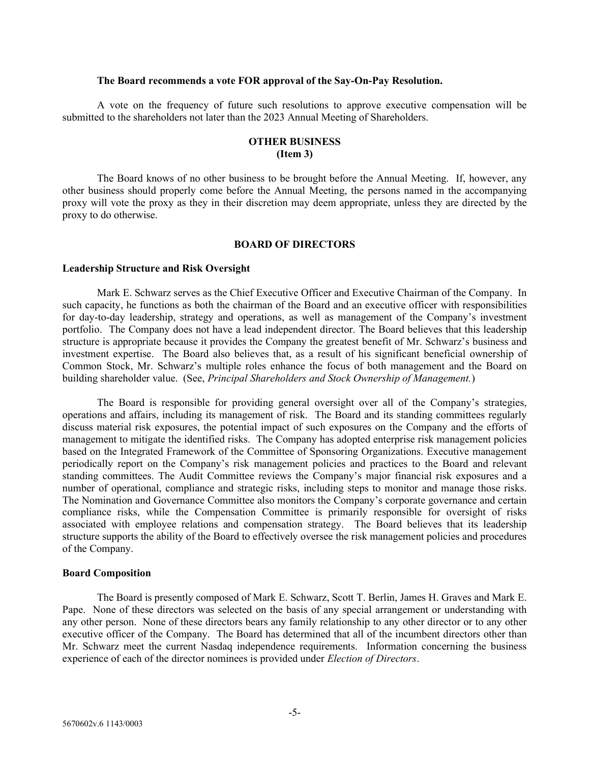**The Board recommends a vote FOR approval of the Say-On-Pay Resolution.**

A vote on the frequency of future such resolutions to approve executive compensation will be submitted to the shareholders not later than the 2023 Annual Meeting of Shareholders.

## OTHER BUSINESS
## (Item 3)

The Board knows of no other business to be brought before the Annual Meeting. If, however, any other business should properly come before the Annual Meeting, the persons named in the accompanying proxy will vote the proxy as they in their discretion may deem appropriate, unless they are directed by the proxy to do otherwise.

## BOARD OF DIRECTORS

### Leadership Structure and Risk Oversight

Mark E. Schwarz serves as the Chief Executive Officer and Executive Chairman of the Company. In such capacity, he functions as both the chairman of the Board and an executive officer with responsibilities for day-to-day leadership, strategy and operations, as well as management of the Company's investment portfolio. The Company does not have a lead independent director. The Board believes that this leadership structure is appropriate because it provides the Company the greatest benefit of Mr. Schwarz's business and investment expertise. The Board also believes that, as a result of his significant beneficial ownership of Common Stock, Mr. Schwarz's multiple roles enhance the focus of both management and the Board on building shareholder value. (See, *Principal Shareholders and Stock Ownership of Management.*)

The Board is responsible for providing general oversight over all of the Company's strategies, operations and affairs, including its management of risk. The Board and its standing committees regularly discuss material risk exposures, the potential impact of such exposures on the Company and the efforts of management to mitigate the identified risks. The Company has adopted enterprise risk management policies based on the Integrated Framework of the Committee of Sponsoring Organizations. Executive management periodically report on the Company's risk management policies and practices to the Board and relevant standing committees. The Audit Committee reviews the Company's major financial risk exposures and a number of operational, compliance and strategic risks, including steps to monitor and manage those risks. The Nomination and Governance Committee also monitors the Company's corporate governance and certain compliance risks, while the Compensation Committee is primarily responsible for oversight of risks associated with employee relations and compensation strategy. The Board believes that its leadership structure supports the ability of the Board to effectively oversee the risk management policies and procedures of the Company.

### Board Composition

The Board is presently composed of Mark E. Schwarz, Scott T. Berlin, James H. Graves and Mark E. Pape. None of these directors was selected on the basis of any special arrangement or understanding with any other person. None of these directors bears any family relationship to any other director or to any other executive officer of the Company. The Board has determined that all of the incumbent directors other than Mr. Schwarz meet the current Nasdaq independence requirements. Information concerning the business experience of each of the director nominees is provided under *Election of Directors*.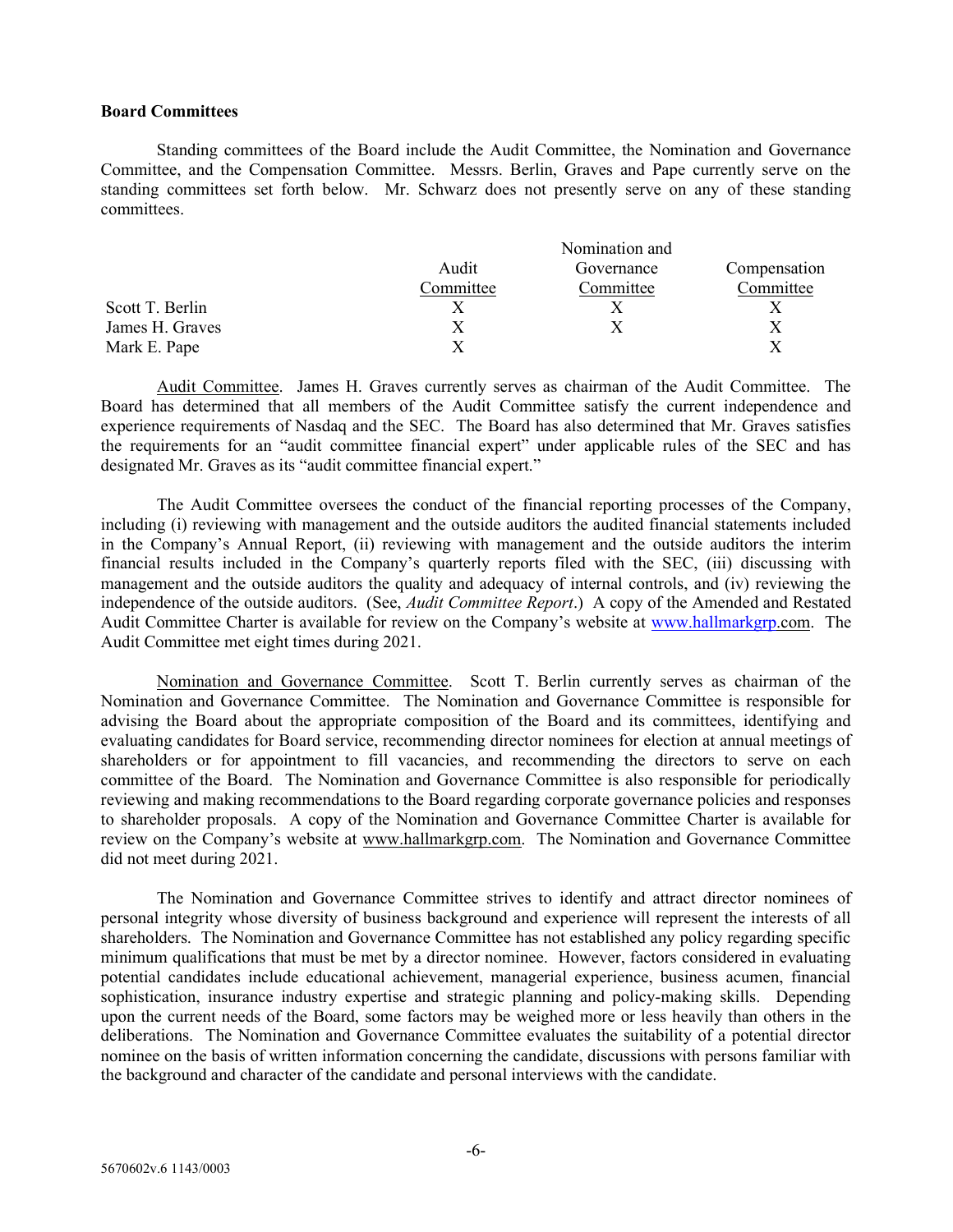**Board Committees**

Standing committees of the Board include the Audit Committee, the Nomination and Governance Committee, and the Compensation Committee. Messrs. Berlin, Graves and Pape currently serve on the standing committees set forth below. Mr. Schwarz does not presently serve on any of these standing committees.

| | Audit Committee | Nomination and Governance Committee | Compensation Committee |
|---|---|---|---|
| Scott T. Berlin | X | X | X |
| James H. Graves | X | X | X |
| Mark E. Pape | X | | X |

Audit Committee. James H. Graves currently serves as chairman of the Audit Committee. The Board has determined that all members of the Audit Committee satisfy the current independence and experience requirements of Nasdaq and the SEC. The Board has also determined that Mr. Graves satisfies the requirements for an "audit committee financial expert" under applicable rules of the SEC and has designated Mr. Graves as its "audit committee financial expert."

The Audit Committee oversees the conduct of the financial reporting processes of the Company, including (i) reviewing with management and the outside auditors the audited financial statements included in the Company's Annual Report, (ii) reviewing with management and the outside auditors the interim financial results included in the Company's quarterly reports filed with the SEC, (iii) discussing with management and the outside auditors the quality and adequacy of internal controls, and (iv) reviewing the independence of the outside auditors. (See, *Audit Committee Report*.) A copy of the Amended and Restated Audit Committee Charter is available for review on the Company's website at www.hallmarkgrp.com. The Audit Committee met eight times during 2021.

Nomination and Governance Committee. Scott T. Berlin currently serves as chairman of the Nomination and Governance Committee. The Nomination and Governance Committee is responsible for advising the Board about the appropriate composition of the Board and its committees, identifying and evaluating candidates for Board service, recommending director nominees for election at annual meetings of shareholders or for appointment to fill vacancies, and recommending the directors to serve on each committee of the Board. The Nomination and Governance Committee is also responsible for periodically reviewing and making recommendations to the Board regarding corporate governance policies and responses to shareholder proposals. A copy of the Nomination and Governance Committee Charter is available for review on the Company's website at www.hallmarkgrp.com. The Nomination and Governance Committee did not meet during 2021.

The Nomination and Governance Committee strives to identify and attract director nominees of personal integrity whose diversity of business background and experience will represent the interests of all shareholders. The Nomination and Governance Committee has not established any policy regarding specific minimum qualifications that must be met by a director nominee. However, factors considered in evaluating potential candidates include educational achievement, managerial experience, business acumen, financial sophistication, insurance industry expertise and strategic planning and policy-making skills. Depending upon the current needs of the Board, some factors may be weighed more or less heavily than others in the deliberations. The Nomination and Governance Committee evaluates the suitability of a potential director nominee on the basis of written information concerning the candidate, discussions with persons familiar with the background and character of the candidate and personal interviews with the candidate.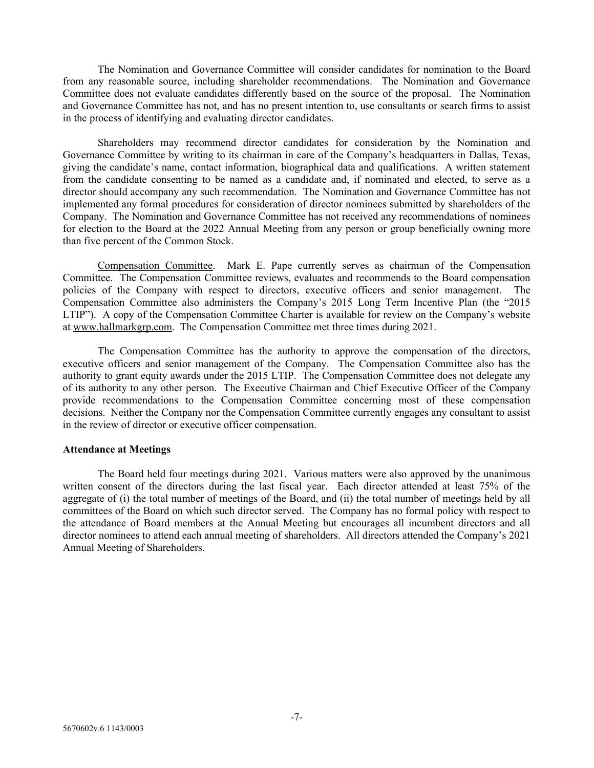The Nomination and Governance Committee will consider candidates for nomination to the Board from any reasonable source, including shareholder recommendations. The Nomination and Governance Committee does not evaluate candidates differently based on the source of the proposal. The Nomination and Governance Committee has not, and has no present intention to, use consultants or search firms to assist in the process of identifying and evaluating director candidates.

Shareholders may recommend director candidates for consideration by the Nomination and Governance Committee by writing to its chairman in care of the Company's headquarters in Dallas, Texas, giving the candidate's name, contact information, biographical data and qualifications. A written statement from the candidate consenting to be named as a candidate and, if nominated and elected, to serve as a director should accompany any such recommendation. The Nomination and Governance Committee has not implemented any formal procedures for consideration of director nominees submitted by shareholders of the Company. The Nomination and Governance Committee has not received any recommendations of nominees for election to the Board at the 2022 Annual Meeting from any person or group beneficially owning more than five percent of the Common Stock.

Compensation Committee. Mark E. Pape currently serves as chairman of the Compensation Committee. The Compensation Committee reviews, evaluates and recommends to the Board compensation policies of the Company with respect to directors, executive officers and senior management. The Compensation Committee also administers the Company's 2015 Long Term Incentive Plan (the "2015 LTIP"). A copy of the Compensation Committee Charter is available for review on the Company's website at www.hallmarkgrp.com. The Compensation Committee met three times during 2021.

The Compensation Committee has the authority to approve the compensation of the directors, executive officers and senior management of the Company. The Compensation Committee also has the authority to grant equity awards under the 2015 LTIP. The Compensation Committee does not delegate any of its authority to any other person. The Executive Chairman and Chief Executive Officer of the Company provide recommendations to the Compensation Committee concerning most of these compensation decisions. Neither the Company nor the Compensation Committee currently engages any consultant to assist in the review of director or executive officer compensation.

**Attendance at Meetings**

The Board held four meetings during 2021. Various matters were also approved by the unanimous written consent of the directors during the last fiscal year. Each director attended at least 75% of the aggregate of (i) the total number of meetings of the Board, and (ii) the total number of meetings held by all committees of the Board on which such director served. The Company has no formal policy with respect to the attendance of Board members at the Annual Meeting but encourages all incumbent directors and all director nominees to attend each annual meeting of shareholders. All directors attended the Company's 2021 Annual Meeting of Shareholders.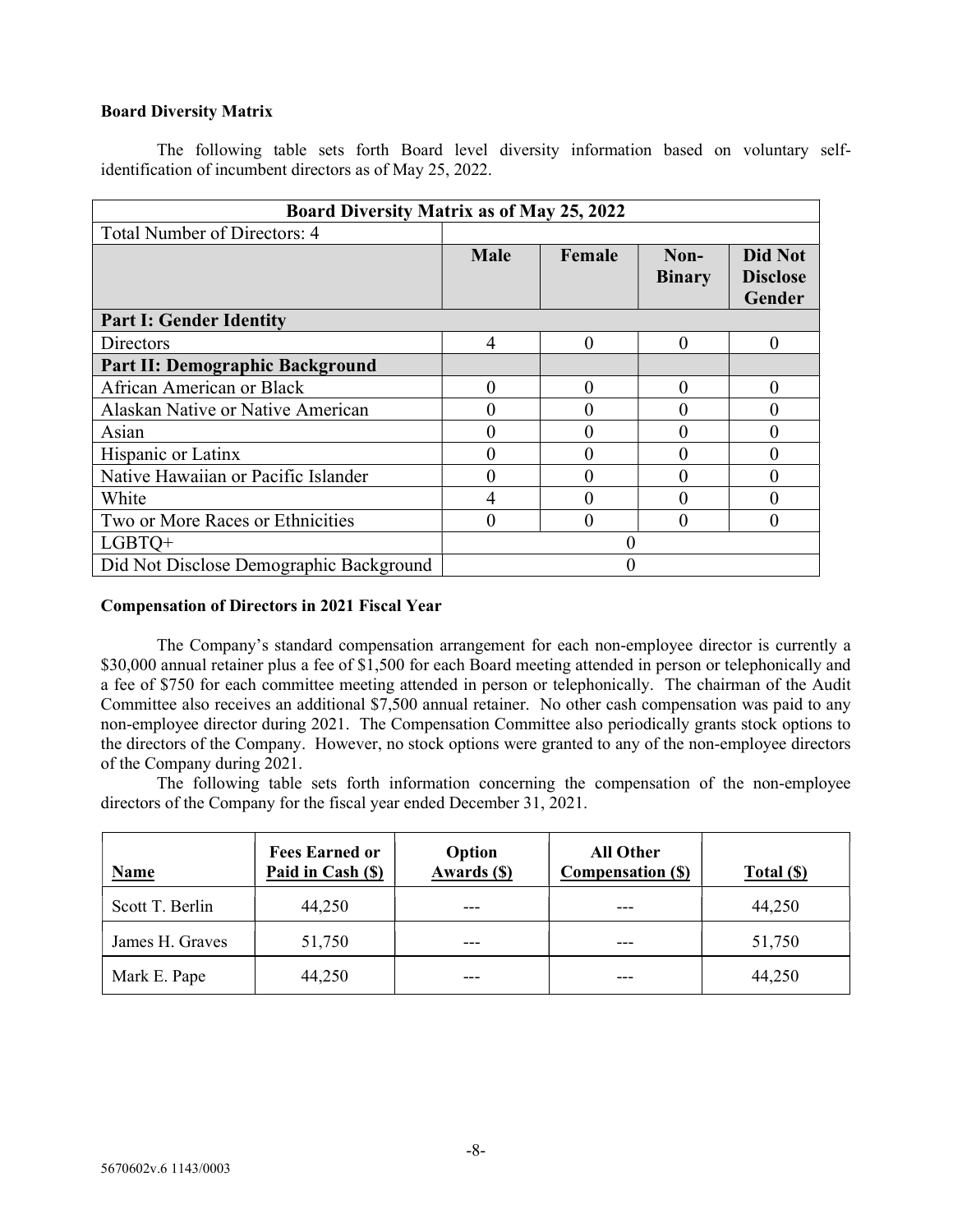**Board Diversity Matrix**

The following table sets forth Board level diversity information based on voluntary self-identification of incumbent directors as of May 25, 2022.

| Board Diversity Matrix as of May 25, 2022 | | | | |
|---|---|---|---|---|
| Total Number of Directors: 4 | | | | |
| | **Male** | **Female** | **Non-Binary** | **Did Not Disclose Gender** |
| **Part I: Gender Identity** | | | | |
| Directors | 4 | 0 | 0 | 0 |
| **Part II: Demographic Background** | | | | |
| African American or Black | 0 | 0 | 0 | 0 |
| Alaskan Native or Native American | 0 | 0 | 0 | 0 |
| Asian | 0 | 0 | 0 | 0 |
| Hispanic or Latinx | 0 | 0 | 0 | 0 |
| Native Hawaiian or Pacific Islander | 0 | 0 | 0 | 0 |
| White | 4 | 0 | 0 | 0 |
| Two or More Races or Ethnicities | 0 | 0 | 0 | 0 |
| LGBTQ+ | 0 | | | |
| Did Not Disclose Demographic Background | 0 | | | |

**Compensation of Directors in 2021 Fiscal Year**

The Company's standard compensation arrangement for each non-employee director is currently a \$30,000 annual retainer plus a fee of \$1,500 for each Board meeting attended in person or telephonically and a fee of \$750 for each committee meeting attended in person or telephonically. The chairman of the Audit Committee also receives an additional \$7,500 annual retainer. No other cash compensation was paid to any non-employee director during 2021. The Compensation Committee also periodically grants stock options to the directors of the Company. However, no stock options were granted to any of the non-employee directors of the Company during 2021.

The following table sets forth information concerning the compensation of the non-employee directors of the Company for the fiscal year ended December 31, 2021.

| Name | Fees Earned or Paid in Cash (\$) | Option Awards (\$) | All Other Compensation (\$) | Total (\$) |
|---|---|---|---|---|
| Scott T. Berlin | 44,250 | --- | --- | 44,250 |
| James H. Graves | 51,750 | --- | --- | 51,750 |
| Mark E. Pape | 44,250 | --- | --- | 44,250 |

5670602v.6 1143/0003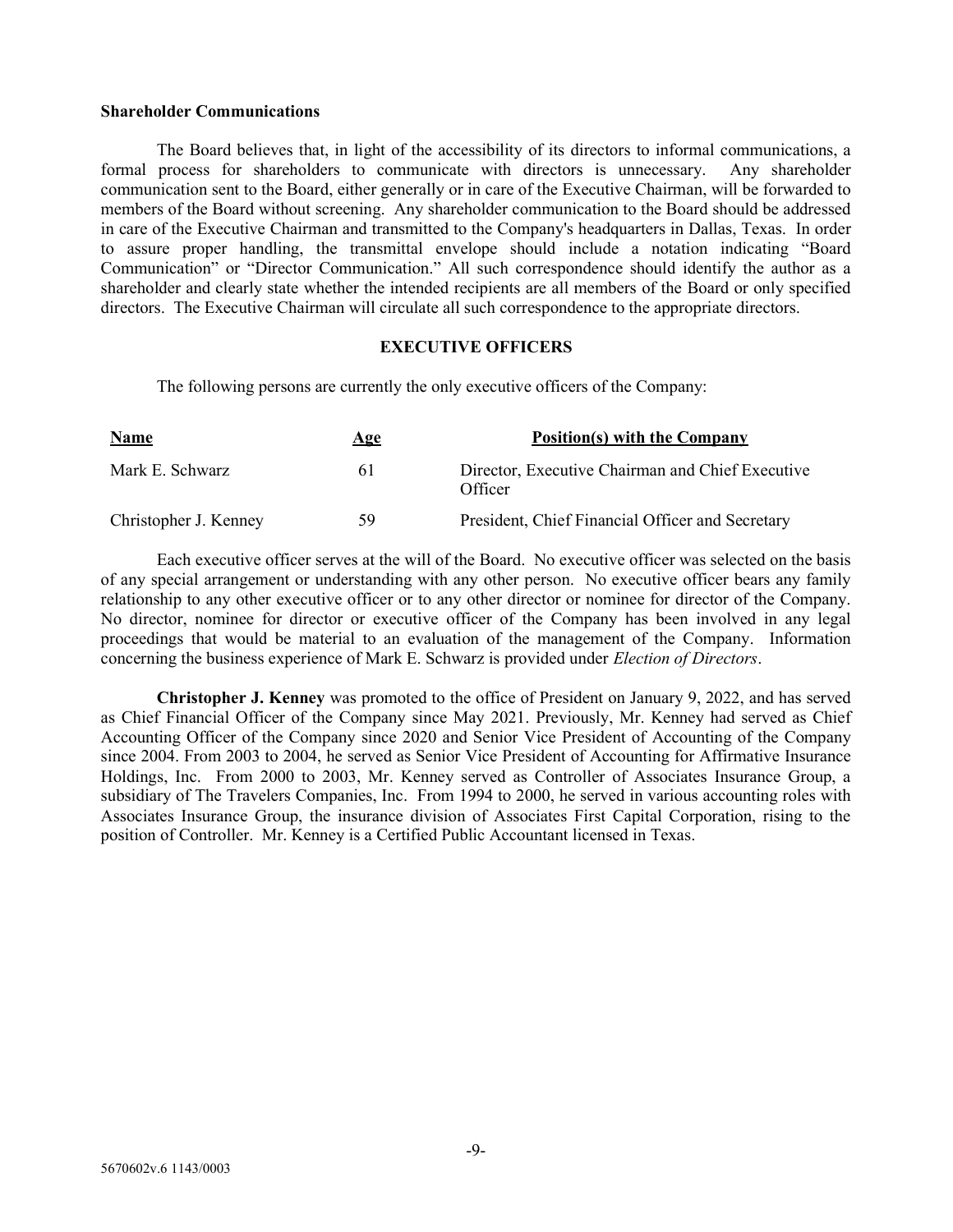**Shareholder Communications**

The Board believes that, in light of the accessibility of its directors to informal communications, a formal process for shareholders to communicate with directors is unnecessary. Any shareholder communication sent to the Board, either generally or in care of the Executive Chairman, will be forwarded to members of the Board without screening. Any shareholder communication to the Board should be addressed in care of the Executive Chairman and transmitted to the Company's headquarters in Dallas, Texas. In order to assure proper handling, the transmittal envelope should include a notation indicating "Board Communication" or "Director Communication." All such correspondence should identify the author as a shareholder and clearly state whether the intended recipients are all members of the Board or only specified directors. The Executive Chairman will circulate all such correspondence to the appropriate directors.

## EXECUTIVE OFFICERS

The following persons are currently the only executive officers of the Company:

| Name | Age | Position(s) with the Company |
|---|---|---|
| Mark E. Schwarz | 61 | Director, Executive Chairman and Chief Executive Officer |
| Christopher J. Kenney | 59 | President, Chief Financial Officer and Secretary |

Each executive officer serves at the will of the Board. No executive officer was selected on the basis of any special arrangement or understanding with any other person. No executive officer bears any family relationship to any other executive officer or to any other director or nominee for director of the Company. No director, nominee for director or executive officer of the Company has been involved in any legal proceedings that would be material to an evaluation of the management of the Company. Information concerning the business experience of Mark E. Schwarz is provided under *Election of Directors*.

**Christopher J. Kenney** was promoted to the office of President on January 9, 2022, and has served as Chief Financial Officer of the Company since May 2021. Previously, Mr. Kenney had served as Chief Accounting Officer of the Company since 2020 and Senior Vice President of Accounting of the Company since 2004. From 2003 to 2004, he served as Senior Vice President of Accounting for Affirmative Insurance Holdings, Inc. From 2000 to 2003, Mr. Kenney served as Controller of Associates Insurance Group, a subsidiary of The Travelers Companies, Inc. From 1994 to 2000, he served in various accounting roles with Associates Insurance Group, the insurance division of Associates First Capital Corporation, rising to the position of Controller. Mr. Kenney is a Certified Public Accountant licensed in Texas.

5670602v.6 1143/0003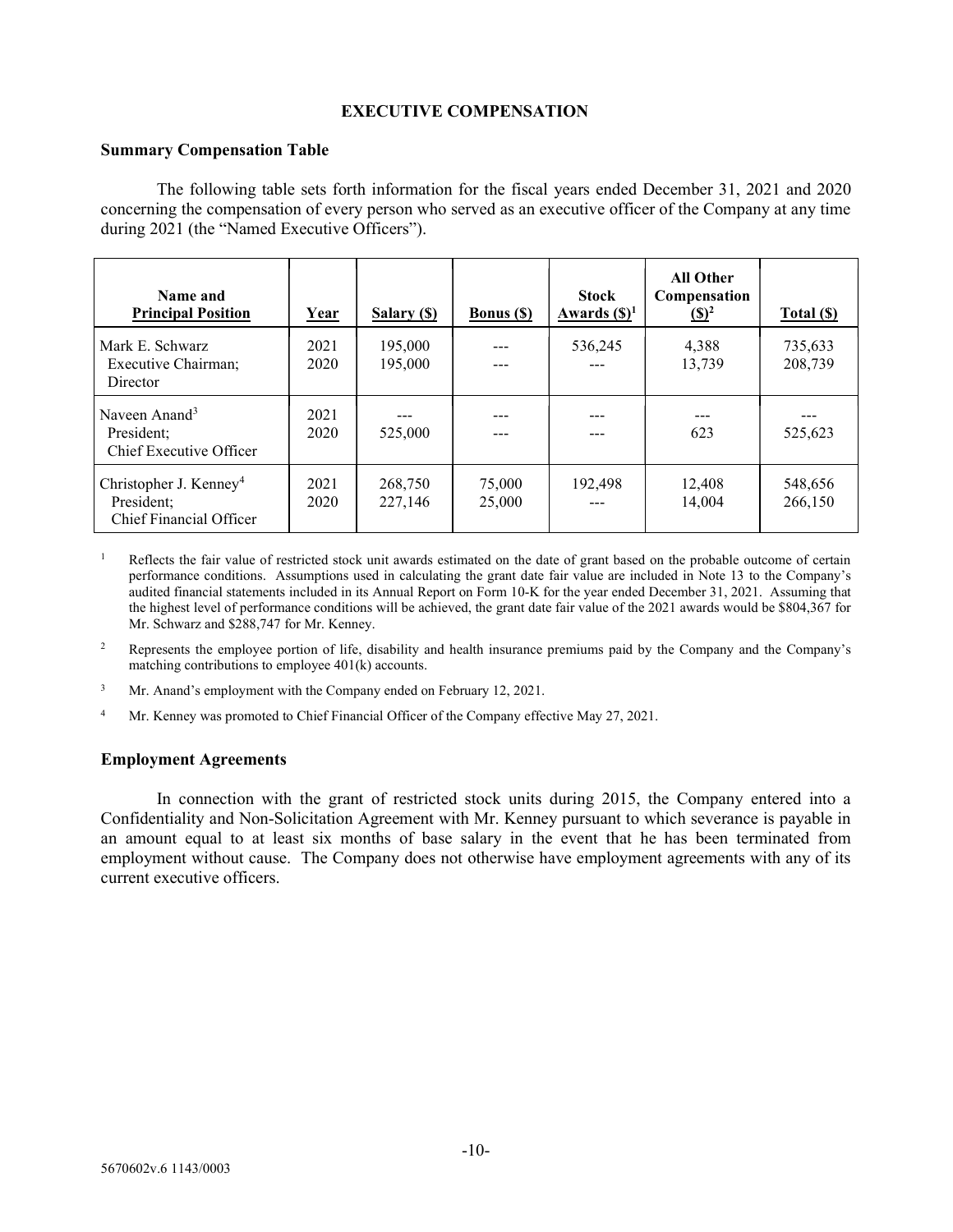## EXECUTIVE COMPENSATION

### Summary Compensation Table

The following table sets forth information for the fiscal years ended December 31, 2021 and 2020 concerning the compensation of every person who served as an executive officer of the Company at any time during 2021 (the "Named Executive Officers").

| Name and Principal Position | Year | Salary ($) | Bonus ($) | Stock Awards ($)[1] | All Other Compensation ($)[2] | Total ($) |
|---|---|---|---|---|---|---|
| Mark E. Schwarz<br>Executive Chairman; Director | 2021<br>2020 | 195,000<br>195,000 | ---<br>--- | 536,245<br>--- | 4,388<br>13,739 | 735,633<br>208,739 |
| Naveen Anand[3]<br>President; Chief Executive Officer | 2021<br>2020 | ---<br>525,000 | ---<br>--- | ---<br>--- | ---<br>623 | ---<br>525,623 |
| Christopher J. Kenney[4]<br>President; Chief Financial Officer | 2021<br>2020 | 268,750<br>227,146 | 75,000<br>25,000 | 192,498<br>--- | 12,408<br>14,004 | 548,656<br>266,150 |

[1] Reflects the fair value of restricted stock unit awards estimated on the date of grant based on the probable outcome of certain performance conditions. Assumptions used in calculating the grant date fair value are included in Note 13 to the Company's audited financial statements included in its Annual Report on Form 10-K for the year ended December 31, 2021. Assuming that the highest level of performance conditions will be achieved, the grant date fair value of the 2021 awards would be $804,367 for Mr. Schwarz and $288,747 for Mr. Kenney.

[2] Represents the employee portion of life, disability and health insurance premiums paid by the Company and the Company's matching contributions to employee 401(k) accounts.

[3] Mr. Anand's employment with the Company ended on February 12, 2021.

[4] Mr. Kenney was promoted to Chief Financial Officer of the Company effective May 27, 2021.

### Employment Agreements

In connection with the grant of restricted stock units during 2015, the Company entered into a Confidentiality and Non-Solicitation Agreement with Mr. Kenney pursuant to which severance is payable in an amount equal to at least six months of base salary in the event that he has been terminated from employment without cause. The Company does not otherwise have employment agreements with any of its current executive officers.

5670602v.6 1143/0003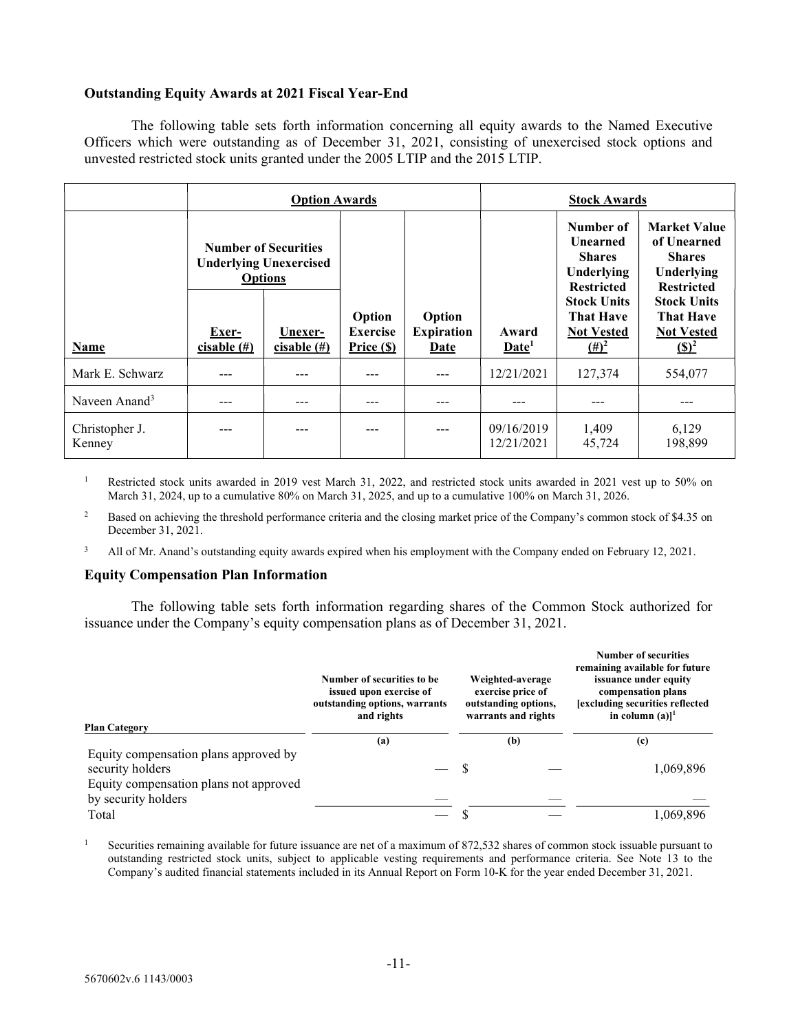### Outstanding Equity Awards at 2021 Fiscal Year-End

The following table sets forth information concerning all equity awards to the Named Executive Officers which were outstanding as of December 31, 2021, consisting of unexercised stock options and unvested restricted stock units granted under the 2005 LTIP and the 2015 LTIP.

| | Option Awards | | | | Stock Awards | | |
|---|---|---|---|---|---|---|---|
| | Number of Securities Underlying Unexercised Options | | | | | | |
| Name | Exer-cisable (#) | Unexer-cisable (#) | Option Exercise Price ($) | Option Expiration Date | Award Date[1] | Number of Unearned Shares Underlying Restricted Stock Units That Have Not Vested (#)[2] | Market Value of Unearned Shares Underlying Restricted Stock Units That Have Not Vested ($)[2] |
| Mark E. Schwarz | --- | --- | --- | --- | 12/21/2021 | 127,374 | 554,077 |
| Naveen Anand[3] | --- | --- | --- | --- | --- | --- | --- |
| Christopher J. Kenney | --- | --- | --- | --- | 09/16/2019<br>12/21/2021 | 1,409<br>45,724 | 6,129<br>198,899 |

[1] Restricted stock units awarded in 2019 vest March 31, 2022, and restricted stock units awarded in 2021 vest up to 50% on March 31, 2024, up to a cumulative 80% on March 31, 2025, and up to a cumulative 100% on March 31, 2026.

[2] Based on achieving the threshold performance criteria and the closing market price of the Company's common stock of $4.35 on December 31, 2021.

[3] All of Mr. Anand's outstanding equity awards expired when his employment with the Company ended on February 12, 2021.

### Equity Compensation Plan Information

The following table sets forth information regarding shares of the Common Stock authorized for issuance under the Company's equity compensation plans as of December 31, 2021.

| Plan Category | Number of securities to be issued upon exercise of outstanding options, warrants and rights | Weighted-average exercise price of outstanding options, warrants and rights | Number of securities remaining available for future issuance under equity compensation plans [excluding securities reflected in column (a)][1] |
|---|---|---|---|
| | (a) | (b) | (c) |
| Equity compensation plans approved by security holders | — | $ — | 1,069,896 |
| Equity compensation plans not approved by security holders | — | — | — |
| Total | — | $ — | 1,069,896 |

[1] Securities remaining available for future issuance are net of a maximum of 872,532 shares of common stock issuable pursuant to outstanding restricted stock units, subject to applicable vesting requirements and performance criteria. See Note 13 to the Company's audited financial statements included in its Annual Report on Form 10-K for the year ended December 31, 2021.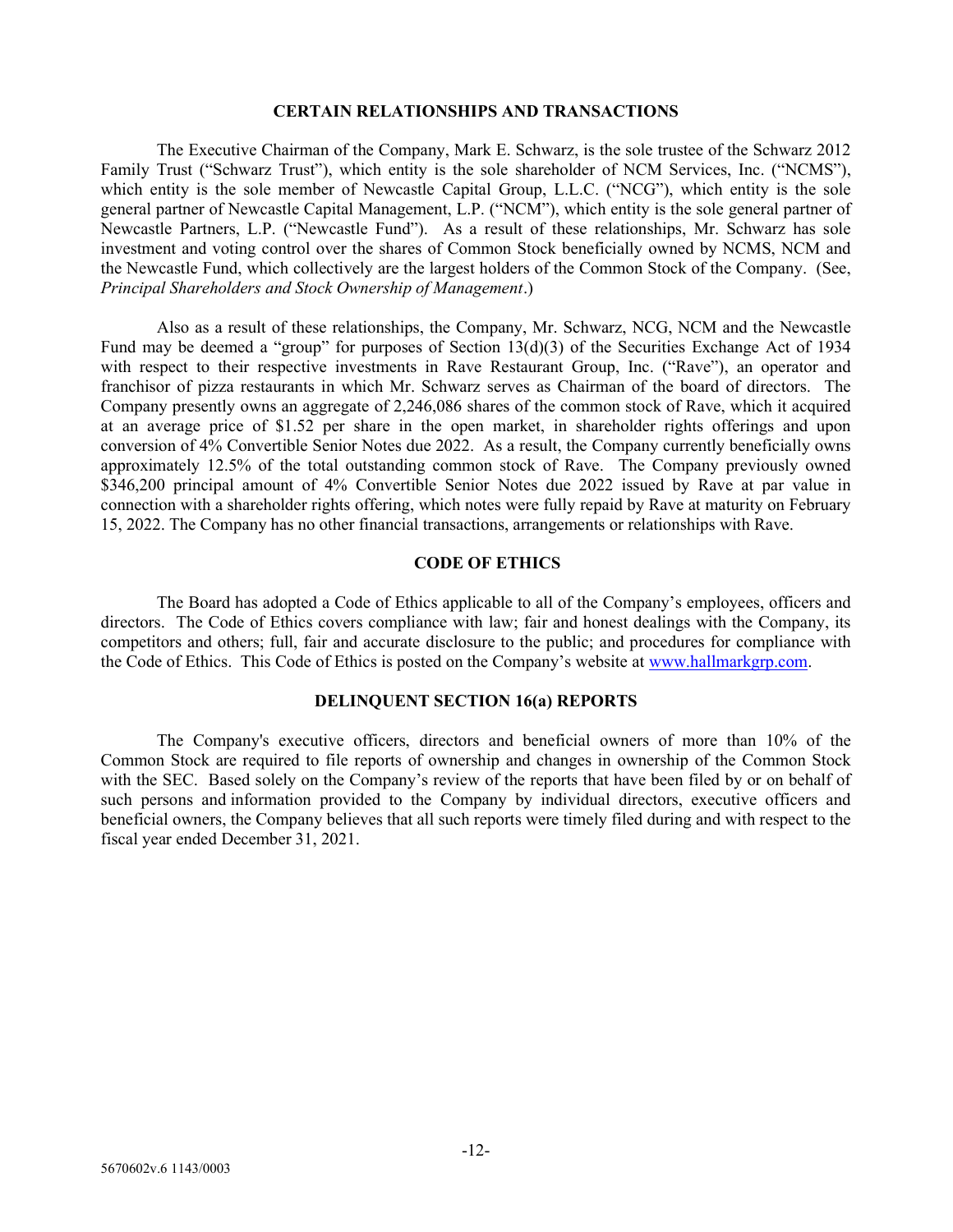## CERTAIN RELATIONSHIPS AND TRANSACTIONS

The Executive Chairman of the Company, Mark E. Schwarz, is the sole trustee of the Schwarz 2012 Family Trust ("Schwarz Trust"), which entity is the sole shareholder of NCM Services, Inc. ("NCMS"), which entity is the sole member of Newcastle Capital Group, L.L.C. ("NCG"), which entity is the sole general partner of Newcastle Capital Management, L.P. ("NCM"), which entity is the sole general partner of Newcastle Partners, L.P. ("Newcastle Fund"). As a result of these relationships, Mr. Schwarz has sole investment and voting control over the shares of Common Stock beneficially owned by NCMS, NCM and the Newcastle Fund, which collectively are the largest holders of the Common Stock of the Company. (See, *Principal Shareholders and Stock Ownership of Management*.)

Also as a result of these relationships, the Company, Mr. Schwarz, NCG, NCM and the Newcastle Fund may be deemed a "group" for purposes of Section 13(d)(3) of the Securities Exchange Act of 1934 with respect to their respective investments in Rave Restaurant Group, Inc. ("Rave"), an operator and franchisor of pizza restaurants in which Mr. Schwarz serves as Chairman of the board of directors. The Company presently owns an aggregate of 2,246,086 shares of the common stock of Rave, which it acquired at an average price of $1.52 per share in the open market, in shareholder rights offerings and upon conversion of 4% Convertible Senior Notes due 2022. As a result, the Company currently beneficially owns approximately 12.5% of the total outstanding common stock of Rave. The Company previously owned $346,200 principal amount of 4% Convertible Senior Notes due 2022 issued by Rave at par value in connection with a shareholder rights offering, which notes were fully repaid by Rave at maturity on February 15, 2022. The Company has no other financial transactions, arrangements or relationships with Rave.

## CODE OF ETHICS

The Board has adopted a Code of Ethics applicable to all of the Company's employees, officers and directors. The Code of Ethics covers compliance with law; fair and honest dealings with the Company, its competitors and others; full, fair and accurate disclosure to the public; and procedures for compliance with the Code of Ethics. This Code of Ethics is posted on the Company's website at www.hallmarkgrp.com.

## DELINQUENT SECTION 16(a) REPORTS

The Company's executive officers, directors and beneficial owners of more than 10% of the Common Stock are required to file reports of ownership and changes in ownership of the Common Stock with the SEC. Based solely on the Company's review of the reports that have been filed by or on behalf of such persons and information provided to the Company by individual directors, executive officers and beneficial owners, the Company believes that all such reports were timely filed during and with respect to the fiscal year ended December 31, 2021.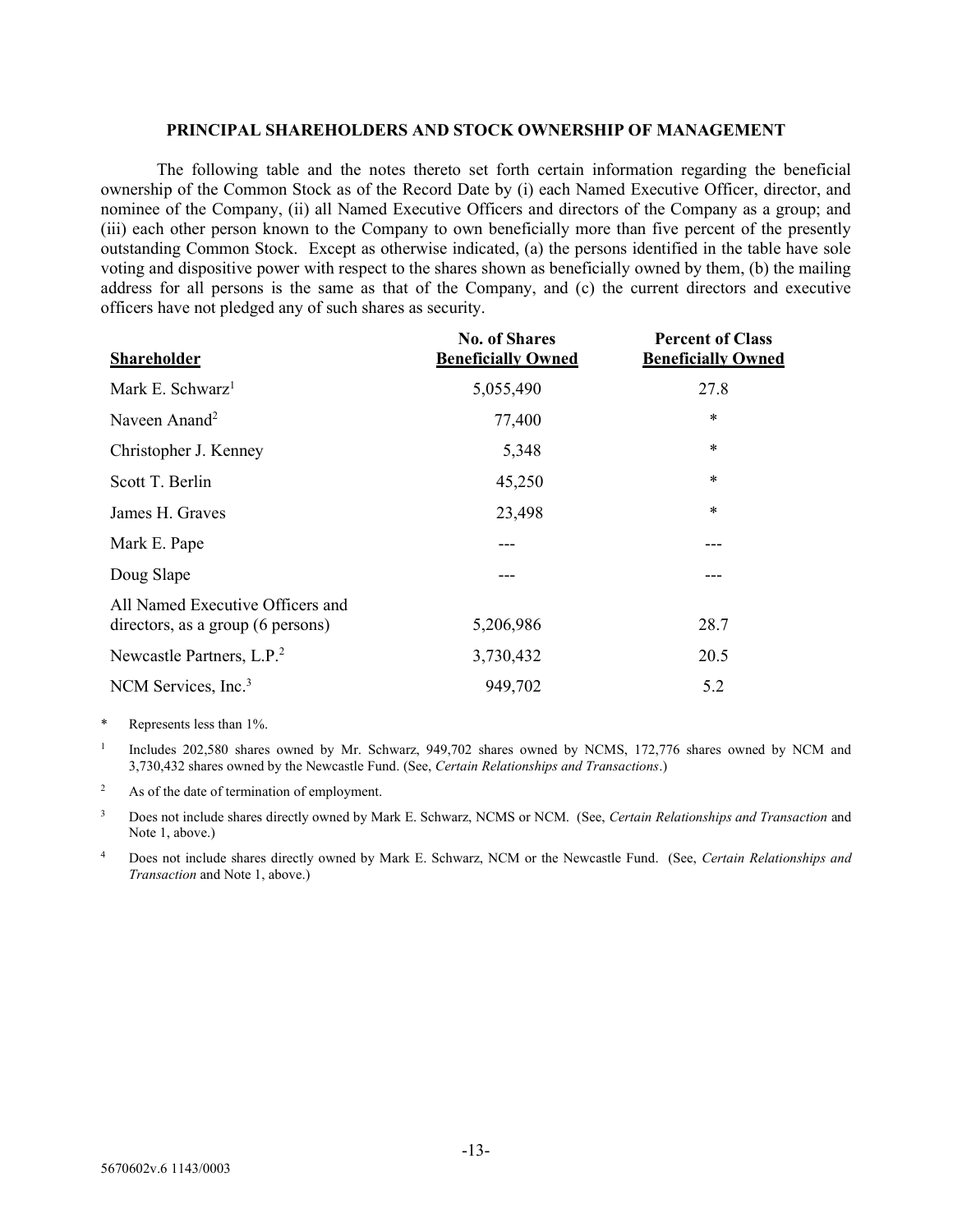## PRINCIPAL SHAREHOLDERS AND STOCK OWNERSHIP OF MANAGEMENT

The following table and the notes thereto set forth certain information regarding the beneficial ownership of the Common Stock as of the Record Date by (i) each Named Executive Officer, director, and nominee of the Company, (ii) all Named Executive Officers and directors of the Company as a group; and (iii) each other person known to the Company to own beneficially more than five percent of the presently outstanding Common Stock. Except as otherwise indicated, (a) the persons identified in the table have sole voting and dispositive power with respect to the shares shown as beneficially owned by them, (b) the mailing address for all persons is the same as that of the Company, and (c) the current directors and executive officers have not pledged any of such shares as security.

| Shareholder | No. of Shares Beneficially Owned | Percent of Class Beneficially Owned |
|---|---|---|
| Mark E. Schwarz[1] | 5,055,490 | 27.8 |
| Naveen Anand[2] | 77,400 | * |
| Christopher J. Kenney | 5,348 | * |
| Scott T. Berlin | 45,250 | * |
| James H. Graves | 23,498 | * |
| Mark E. Pape | --- | --- |
| Doug Slape | --- | --- |
| All Named Executive Officers and directors, as a group (6 persons) | 5,206,986 | 28.7 |
| Newcastle Partners, L.P.[2] | 3,730,432 | 20.5 |
| NCM Services, Inc.[3] | 949,702 | 5.2 |

\* Represents less than 1%.

[1] Includes 202,580 shares owned by Mr. Schwarz, 949,702 shares owned by NCMS, 172,776 shares owned by NCM and 3,730,432 shares owned by the Newcastle Fund. (See, *Certain Relationships and Transactions*.)

[2] As of the date of termination of employment.

[3] Does not include shares directly owned by Mark E. Schwarz, NCMS or NCM. (See, *Certain Relationships and Transaction* and Note 1, above.)

[4] Does not include shares directly owned by Mark E. Schwarz, NCM or the Newcastle Fund. (See, *Certain Relationships and Transaction* and Note 1, above.)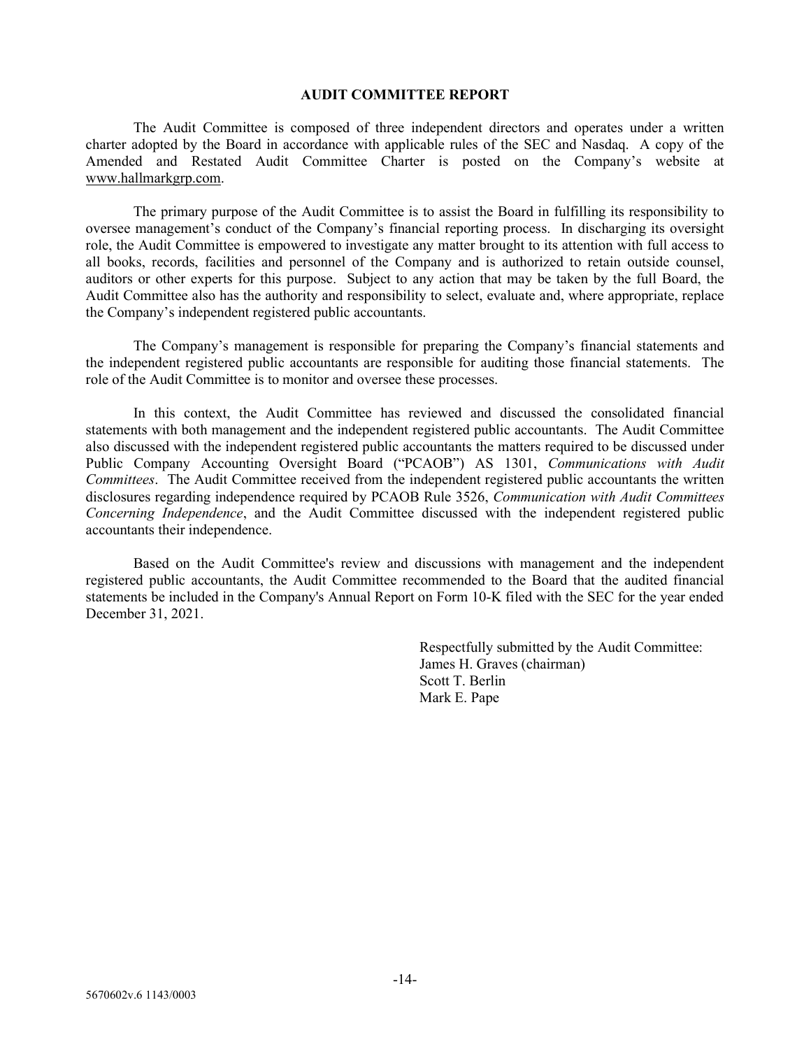## AUDIT COMMITTEE REPORT

The Audit Committee is composed of three independent directors and operates under a written charter adopted by the Board in accordance with applicable rules of the SEC and Nasdaq. A copy of the Amended and Restated Audit Committee Charter is posted on the Company's website at www.hallmarkgrp.com.

The primary purpose of the Audit Committee is to assist the Board in fulfilling its responsibility to oversee management's conduct of the Company's financial reporting process. In discharging its oversight role, the Audit Committee is empowered to investigate any matter brought to its attention with full access to all books, records, facilities and personnel of the Company and is authorized to retain outside counsel, auditors or other experts for this purpose. Subject to any action that may be taken by the full Board, the Audit Committee also has the authority and responsibility to select, evaluate and, where appropriate, replace the Company's independent registered public accountants.

The Company's management is responsible for preparing the Company's financial statements and the independent registered public accountants are responsible for auditing those financial statements. The role of the Audit Committee is to monitor and oversee these processes.

In this context, the Audit Committee has reviewed and discussed the consolidated financial statements with both management and the independent registered public accountants. The Audit Committee also discussed with the independent registered public accountants the matters required to be discussed under Public Company Accounting Oversight Board ("PCAOB") AS 1301, *Communications with Audit Committees*. The Audit Committee received from the independent registered public accountants the written disclosures regarding independence required by PCAOB Rule 3526, *Communication with Audit Committees Concerning Independence*, and the Audit Committee discussed with the independent registered public accountants their independence.

Based on the Audit Committee's review and discussions with management and the independent registered public accountants, the Audit Committee recommended to the Board that the audited financial statements be included in the Company's Annual Report on Form 10-K filed with the SEC for the year ended December 31, 2021.

Respectfully submitted by the Audit Committee:
James H. Graves (chairman)
Scott T. Berlin
Mark E. Pape

5670602v.6 1143/0003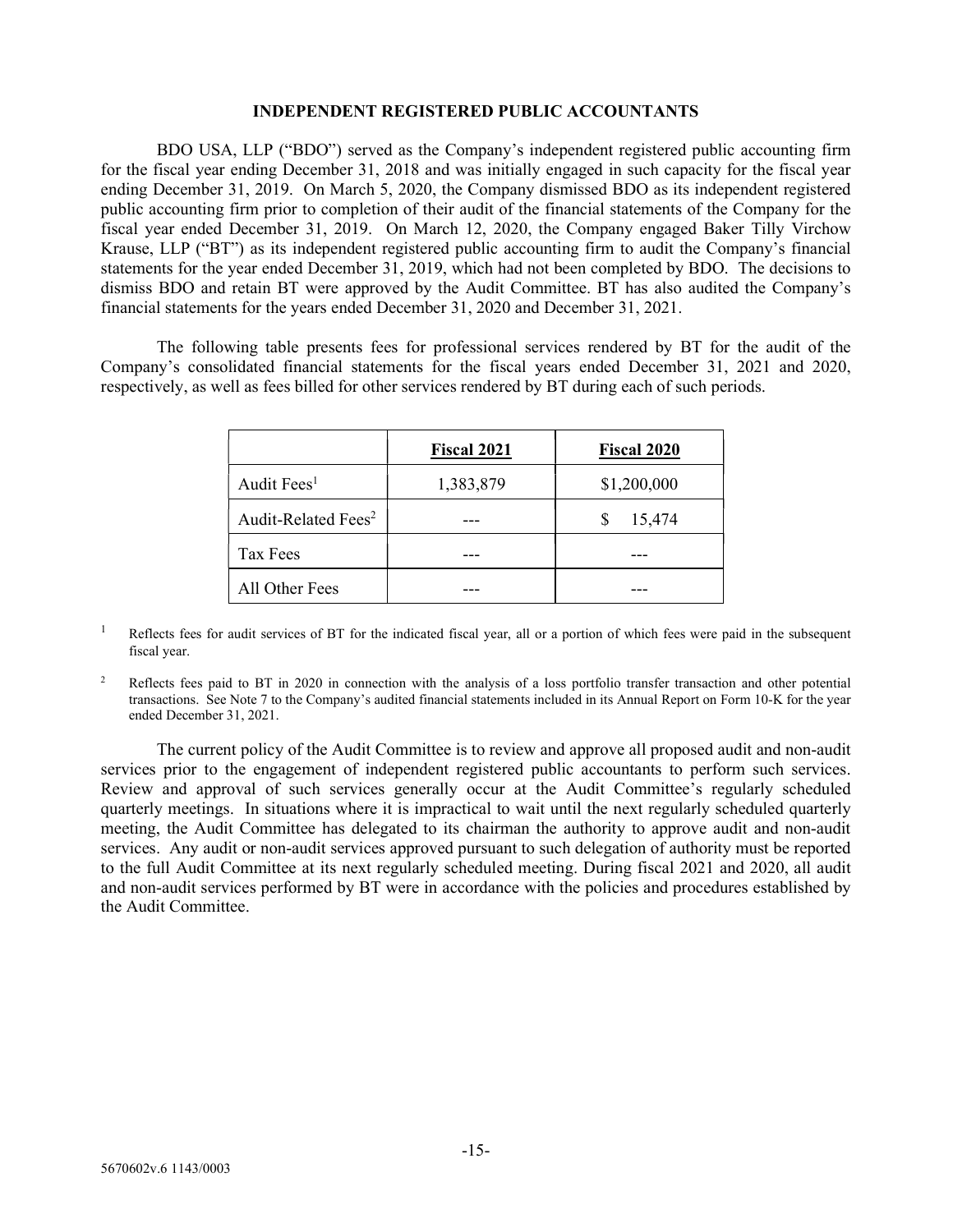## INDEPENDENT REGISTERED PUBLIC ACCOUNTANTS

BDO USA, LLP ("BDO") served as the Company's independent registered public accounting firm for the fiscal year ending December 31, 2018 and was initially engaged in such capacity for the fiscal year ending December 31, 2019. On March 5, 2020, the Company dismissed BDO as its independent registered public accounting firm prior to completion of their audit of the financial statements of the Company for the fiscal year ended December 31, 2019. On March 12, 2020, the Company engaged Baker Tilly Virchow Krause, LLP ("BT") as its independent registered public accounting firm to audit the Company's financial statements for the year ended December 31, 2019, which had not been completed by BDO. The decisions to dismiss BDO and retain BT were approved by the Audit Committee. BT has also audited the Company's financial statements for the years ended December 31, 2020 and December 31, 2021.

The following table presents fees for professional services rendered by BT for the audit of the Company's consolidated financial statements for the fiscal years ended December 31, 2021 and 2020, respectively, as well as fees billed for other services rendered by BT during each of such periods.

| | Fiscal 2021 | Fiscal 2020 |
|---|---|---|
| Audit Fees[1] | 1,383,879 | $1,200,000 |
| Audit-Related Fees[2] | --- | $ 15,474 |
| Tax Fees | --- | --- |
| All Other Fees | --- | --- |

[1] Reflects fees for audit services of BT for the indicated fiscal year, all or a portion of which fees were paid in the subsequent fiscal year.

[2] Reflects fees paid to BT in 2020 in connection with the analysis of a loss portfolio transfer transaction and other potential transactions. See Note 7 to the Company's audited financial statements included in its Annual Report on Form 10-K for the year ended December 31, 2021.

The current policy of the Audit Committee is to review and approve all proposed audit and non-audit services prior to the engagement of independent registered public accountants to perform such services. Review and approval of such services generally occur at the Audit Committee's regularly scheduled quarterly meetings. In situations where it is impractical to wait until the next regularly scheduled quarterly meeting, the Audit Committee has delegated to its chairman the authority to approve audit and non-audit services. Any audit or non-audit services approved pursuant to such delegation of authority must be reported to the full Audit Committee at its next regularly scheduled meeting. During fiscal 2021 and 2020, all audit and non-audit services performed by BT were in accordance with the policies and procedures established by the Audit Committee.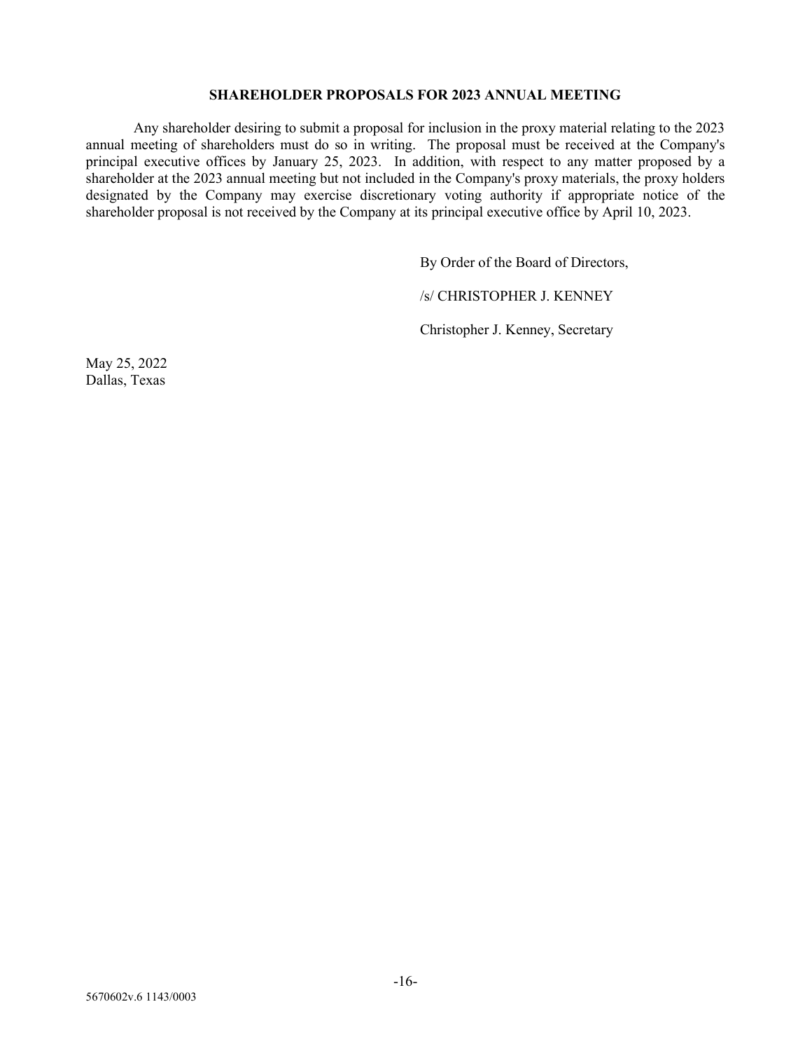## SHAREHOLDER PROPOSALS FOR 2023 ANNUAL MEETING

Any shareholder desiring to submit a proposal for inclusion in the proxy material relating to the 2023 annual meeting of shareholders must do so in writing. The proposal must be received at the Company's principal executive offices by January 25, 2023. In addition, with respect to any matter proposed by a shareholder at the 2023 annual meeting but not included in the Company's proxy materials, the proxy holders designated by the Company may exercise discretionary voting authority if appropriate notice of the shareholder proposal is not received by the Company at its principal executive office by April 10, 2023.

By Order of the Board of Directors,

/s/ CHRISTOPHER J. KENNEY

Christopher J. Kenney, Secretary

May 25, 2022
Dallas, Texas

5670602v.6 1143/0003